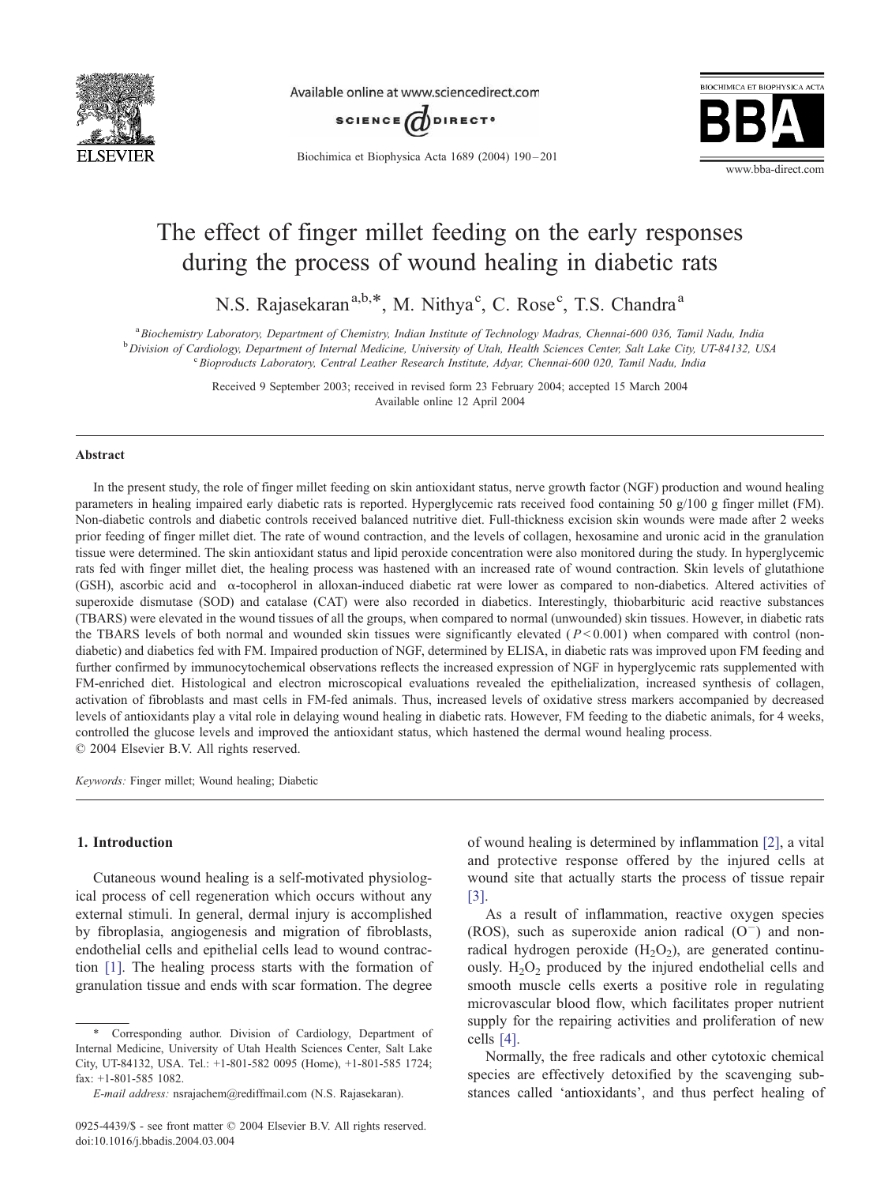# The effect of finger millet feeding on the early responses during the process of wound healing in diabetic rats

N.S. Rajasekaran[a,b,*], M. Nithya[c], C. Rose[c], T.S. Chandra[a]

[a] Biochemistry Laboratory, Department of Chemistry, Indian Institute of Technology Madras, Chennai-600 036, Tamil Nadu, India
[b] Division of Cardiology, Department of Internal Medicine, University of Utah, Health Sciences Center, Salt Lake City, UT-84132, USA
[c] Bioproducts Laboratory, Central Leather Research Institute, Adyar, Chennai-600 020, Tamil Nadu, India

Received 9 September 2003; received in revised form 23 February 2004; accepted 15 March 2004
Available online 12 April 2004

## Abstract

In the present study, the role of finger millet feeding on skin antioxidant status, nerve growth factor (NGF) production and wound healing parameters in healing impaired early diabetic rats is reported. Hyperglycemic rats received food containing 50 g/100 g finger millet (FM). Non-diabetic controls and diabetic controls received balanced nutritive diet. Full-thickness excision skin wounds were made after 2 weeks prior feeding of finger millet diet. The rate of wound contraction, and the levels of collagen, hexosamine and uronic acid in the granulation tissue were determined. The skin antioxidant status and lipid peroxide concentration were also monitored during the study. In hyperglycemic rats fed with finger millet diet, the healing process was hastened with an increased rate of wound contraction. Skin levels of glutathione (GSH), ascorbic acid and α-tocopherol in alloxan-induced diabetic rat were lower as compared to non-diabetics. Altered activities of superoxide dismutase (SOD) and catalase (CAT) were also recorded in diabetics. Interestingly, thiobarbituric acid reactive substances (TBARS) were elevated in the wound tissues of all the groups, when compared to normal (unwounded) skin tissues. However, in diabetic rats the TBARS levels of both normal and wounded skin tissues were significantly elevated ($P < 0.001$) when compared with control (non-diabetic) and diabetics fed with FM. Impaired production of NGF, determined by ELISA, in diabetic rats was improved upon FM feeding and further confirmed by immunocytochemical observations reflects the increased expression of NGF in hyperglycemic rats supplemented with FM-enriched diet. Histological and electron microscopical evaluations revealed the epithelialization, increased synthesis of collagen, activation of fibroblasts and mast cells in FM-fed animals. Thus, increased levels of oxidative stress markers accompanied by decreased levels of antioxidants play a vital role in delaying wound healing in diabetic rats. However, FM feeding to the diabetic animals, for 4 weeks, controlled the glucose levels and improved the antioxidant status, which hastened the dermal wound healing process.
© 2004 Elsevier B.V. All rights reserved.

*Keywords:* Finger millet; Wound healing; Diabetic

## 1. Introduction

Cutaneous wound healing is a self-motivated physiological process of cell regeneration which occurs without any external stimuli. In general, dermal injury is accomplished by fibroplasia, angiogenesis and migration of fibroblasts, endothelial cells and epithelial cells lead to wound contraction [1]. The healing process starts with the formation of granulation tissue and ends with scar formation. The degree of wound healing is determined by inflammation [2], a vital and protective response offered by the injured cells at wound site that actually starts the process of tissue repair [3].

As a result of inflammation, reactive oxygen species (ROS), such as superoxide anion radical ($O^{-}$) and non-radical hydrogen peroxide ($H_2O_2$), are generated continuously. $H_2O_2$ produced by the injured endothelial cells and smooth muscle cells exerts a positive role in regulating microvascular blood flow, which facilitates proper nutrient supply for the repairing activities and proliferation of new cells [4].

Normally, the free radicals and other cytotoxic chemical species are effectively detoxified by the scavenging substances called 'antioxidants', and thus perfect healing of

---

\* Corresponding author. Division of Cardiology, Department of Internal Medicine, University of Utah Health Sciences Center, Salt Lake City, UT-84132, USA. Tel.: +1-801-582 0095 (Home), +1-801-585 1724; fax: +1-801-585 1082.

*E-mail address:* nsrajachem@rediffmail.com (N.S. Rajasekaran).

0925-4439/$ - see front matter © 2004 Elsevier B.V. All rights reserved.
doi:10.1016/j.bbadis.2004.03.004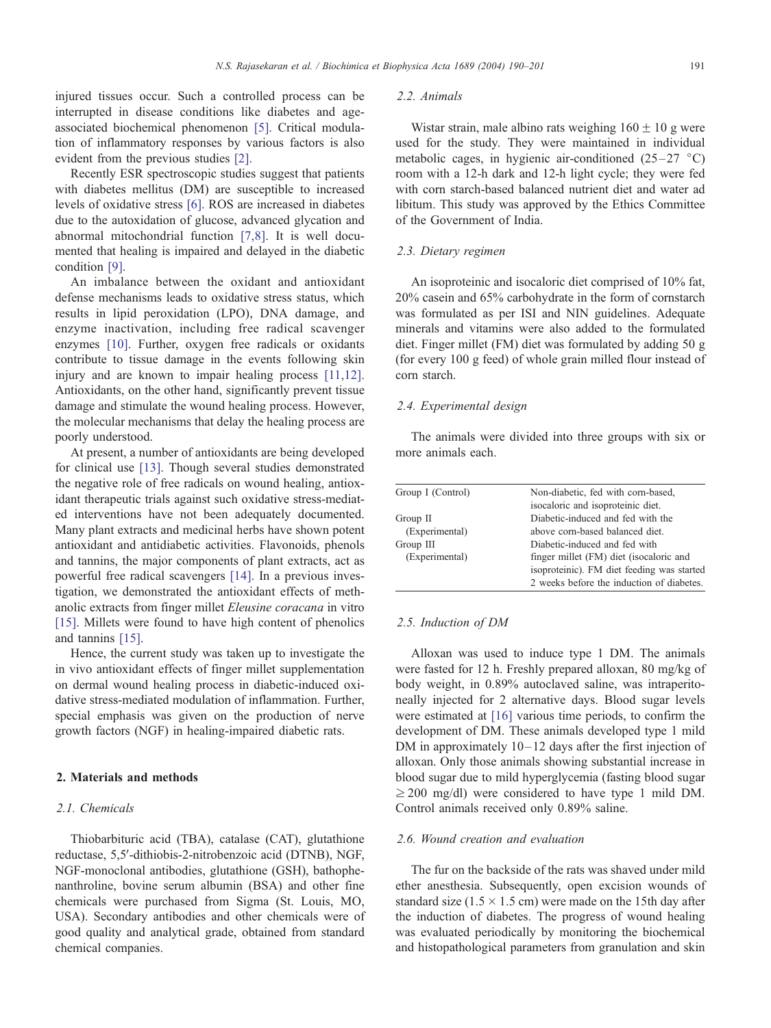injured tissues occur. Such a controlled process can be interrupted in disease conditions like diabetes and age-associated biochemical phenomenon [5]. Critical modulation of inflammatory responses by various factors is also evident from the previous studies [2].

Recently ESR spectroscopic studies suggest that patients with diabetes mellitus (DM) are susceptible to increased levels of oxidative stress [6]. ROS are increased in diabetes due to the autoxidation of glucose, advanced glycation and abnormal mitochondrial function [7,8]. It is well documented that healing is impaired and delayed in the diabetic condition [9].

An imbalance between the oxidant and antioxidant defense mechanisms leads to oxidative stress status, which results in lipid peroxidation (LPO), DNA damage, and enzyme inactivation, including free radical scavenger enzymes [10]. Further, oxygen free radicals or oxidants contribute to tissue damage in the events following skin injury and are known to impair healing process [11,12]. Antioxidants, on the other hand, significantly prevent tissue damage and stimulate the wound healing process. However, the molecular mechanisms that delay the healing process are poorly understood.

At present, a number of antioxidants are being developed for clinical use [13]. Though several studies demonstrated the negative role of free radicals on wound healing, antioxidant therapeutic trials against such oxidative stress-mediated interventions have not been adequately documented. Many plant extracts and medicinal herbs have shown potent antioxidant and antidiabetic activities. Flavonoids, phenols and tannins, the major components of plant extracts, act as powerful free radical scavengers [14]. In a previous investigation, we demonstrated the antioxidant effects of methanolic extracts from finger millet *Eleusine coracana* in vitro [15]. Millets were found to have high content of phenolics and tannins [15].

Hence, the current study was taken up to investigate the in vivo antioxidant effects of finger millet supplementation on dermal wound healing process in diabetic-induced oxidative stress-mediated modulation of inflammation. Further, special emphasis was given on the production of nerve growth factors (NGF) in healing-impaired diabetic rats.

## 2. Materials and methods

### 2.1. Chemicals

Thiobarbituric acid (TBA), catalase (CAT), glutathione reductase, 5,5′-dithiobis-2-nitrobenzoic acid (DTNB), NGF, NGF-monoclonal antibodies, glutathione (GSH), bathophenanthroline, bovine serum albumin (BSA) and other fine chemicals were purchased from Sigma (St. Louis, MO, USA). Secondary antibodies and other chemicals were of good quality and analytical grade, obtained from standard chemical companies.

### 2.2. Animals

Wistar strain, male albino rats weighing $160 \pm 10$ g were used for the study. They were maintained in individual metabolic cages, in hygienic air-conditioned (25–27 °C) room with a 12-h dark and 12-h light cycle; they were fed with corn starch-based balanced nutrient diet and water ad libitum. This study was approved by the Ethics Committee of the Government of India.

### 2.3. Dietary regimen

An isoproteinic and isocaloric diet comprised of 10% fat, 20% casein and 65% carbohydrate in the form of cornstarch was formulated as per ISI and NIN guidelines. Adequate minerals and vitamins were also added to the formulated diet. Finger millet (FM) diet was formulated by adding 50 g (for every 100 g feed) of whole grain milled flour instead of corn starch.

### 2.4. Experimental design

The animals were divided into three groups with six or more animals each.

| | |
|---|---|
| Group I (Control) | Non-diabetic, fed with corn-based, isocaloric and isoproteinic diet. |
| Group II (Experimental) | Diabetic-induced and fed with the above corn-based balanced diet. |
| Group III (Experimental) | Diabetic-induced and fed with finger millet (FM) diet (isocaloric and isoproteinic). FM diet feeding was started 2 weeks before the induction of diabetes. |

### 2.5. Induction of DM

Alloxan was used to induce type 1 DM. The animals were fasted for 12 h. Freshly prepared alloxan, 80 mg/kg of body weight, in 0.89% autoclaved saline, was intraperitoneally injected for 2 alternative days. Blood sugar levels were estimated at [16] various time periods, to confirm the development of DM. These animals developed type 1 mild DM in approximately 10–12 days after the first injection of alloxan. Only those animals showing substantial increase in blood sugar due to mild hyperglycemia (fasting blood sugar $\geq 200$ mg/dl) were considered to have type 1 mild DM. Control animals received only 0.89% saline.

### 2.6. Wound creation and evaluation

The fur on the backside of the rats was shaved under mild ether anesthesia. Subsequently, open excision wounds of standard size ($1.5 \times 1.5$ cm) were made on the 15th day after the induction of diabetes. The progress of wound healing was evaluated periodically by monitoring the biochemical and histopathological parameters from granulation and skin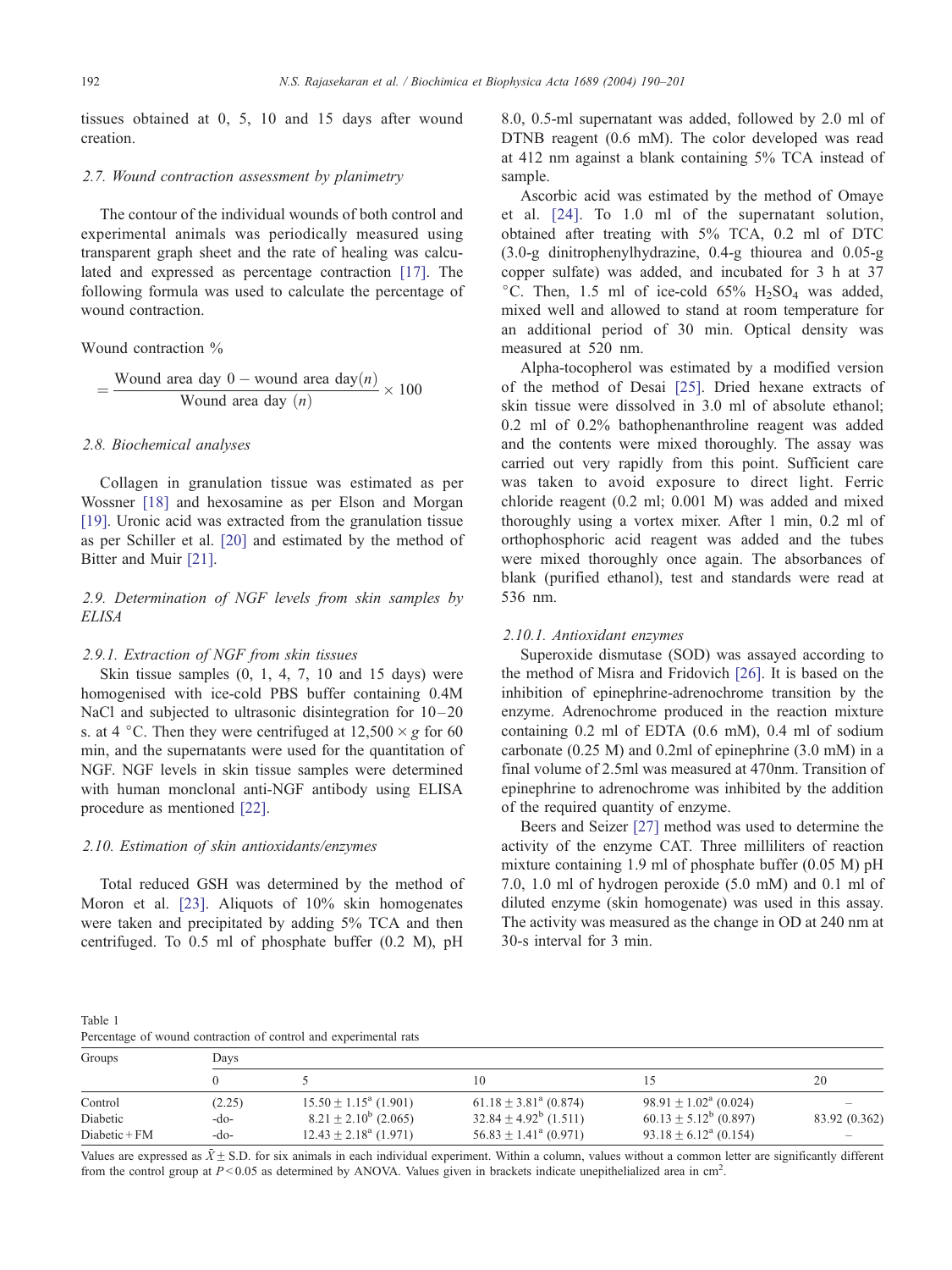tissues obtained at 0, 5, 10 and 15 days after wound creation.

### 2.7. Wound contraction assessment by planimetry

The contour of the individual wounds of both control and experimental animals was periodically measured using transparent graph sheet and the rate of healing was calculated and expressed as percentage contraction [17]. The following formula was used to calculate the percentage of wound contraction.

Wound contraction %

$$= \frac{\text{Wound area day } 0 - \text{wound area day}(n)}{\text{Wound area day } (n)} \times 100$$

### 2.8. Biochemical analyses

Collagen in granulation tissue was estimated as per Wossner [18] and hexosamine as per Elson and Morgan [19]. Uronic acid was extracted from the granulation tissue as per Schiller et al. [20] and estimated by the method of Bitter and Muir [21].

### 2.9. Determination of NGF levels from skin samples by ELISA

#### 2.9.1. Extraction of NGF from skin tissues

Skin tissue samples (0, 1, 4, 7, 10 and 15 days) were homogenised with ice-cold PBS buffer containing 0.4M NaCl and subjected to ultrasonic disintegration for 10–20 s. at 4 °C. Then they were centrifuged at 12,500 × g for 60 min, and the supernatants were used for the quantitation of NGF. NGF levels in skin tissue samples were determined with human monclonal anti-NGF antibody using ELISA procedure as mentioned [22].

### 2.10. Estimation of skin antioxidants/enzymes

Total reduced GSH was determined by the method of Moron et al. [23]. Aliquots of 10% skin homogenates were taken and precipitated by adding 5% TCA and then centrifuged. To 0.5 ml of phosphate buffer (0.2 M), pH 8.0, 0.5-ml supernatant was added, followed by 2.0 ml of DTNB reagent (0.6 mM). The color developed was read at 412 nm against a blank containing 5% TCA instead of sample.

Ascorbic acid was estimated by the method of Omaye et al. [24]. To 1.0 ml of the supernatant solution, obtained after treating with 5% TCA, 0.2 ml of DTC (3.0-g dinitrophenylhydrazine, 0.4-g thiourea and 0.05-g copper sulfate) was added, and incubated for 3 h at 37 °C. Then, 1.5 ml of ice-cold 65% $H_2SO_4$ was added, mixed well and allowed to stand at room temperature for an additional period of 30 min. Optical density was measured at 520 nm.

Alpha-tocopherol was estimated by a modified version of the method of Desai [25]. Dried hexane extracts of skin tissue were dissolved in 3.0 ml of absolute ethanol; 0.2 ml of 0.2% bathophenanthroline reagent was added and the contents were mixed thoroughly. The assay was carried out very rapidly from this point. Sufficient care was taken to avoid exposure to direct light. Ferric chloride reagent (0.2 ml; 0.001 M) was added and mixed thoroughly using a vortex mixer. After 1 min, 0.2 ml of orthophosphoric acid reagent was added and the tubes were mixed thoroughly once again. The absorbances of blank (purified ethanol), test and standards were read at 536 nm.

#### 2.10.1. Antioxidant enzymes

Superoxide dismutase (SOD) was assayed according to the method of Misra and Fridovich [26]. It is based on the inhibition of epinephrine-adrenochrome transition by the enzyme. Adrenochrome produced in the reaction mixture containing 0.2 ml of EDTA (0.6 mM), 0.4 ml of sodium carbonate (0.25 M) and 0.2ml of epinephrine (3.0 mM) in a final volume of 2.5ml was measured at 470nm. Transition of epinephrine to adrenochrome was inhibited by the addition of the required quantity of enzyme.

Beers and Seizer [27] method was used to determine the activity of the enzyme CAT. Three milliliters of reaction mixture containing 1.9 ml of phosphate buffer (0.05 M) pH 7.0, 1.0 ml of hydrogen peroxide (5.0 mM) and 0.1 ml of diluted enzyme (skin homogenate) was used in this assay. The activity was measured as the change in OD at 240 nm at 30-s interval for 3 min.

Table 1
Percentage of wound contraction of control and experimental rats

| Groups | Days | | | | |
|---|---|---|---|---|---|
| | 0 | 5 | 10 | 15 | 20 |
| Control | (2.25) | $15.50 \pm 1.15^a$ (1.901) | $61.18 \pm 3.81^a$ (0.874) | $98.91 \pm 1.02^a$ (0.024) | – |
| Diabetic | -do- | $8.21 \pm 2.10^b$ (2.065) | $32.84 \pm 4.92^b$ (1.511) | $60.13 \pm 5.12^b$ (0.897) | 83.92 (0.362) |
| Diabetic + FM | -do- | $12.43 \pm 2.18^a$ (1.971) | $56.83 \pm 1.41^a$ (0.971) | $93.18 \pm 6.12^a$ (0.154) | – |

Values are expressed as $\bar{X} \pm$ S.D. for six animals in each individual experiment. Within a column, values without a common letter are significantly different from the control group at $P < 0.05$ as determined by ANOVA. Values given in brackets indicate unepithelialized area in cm$^2$.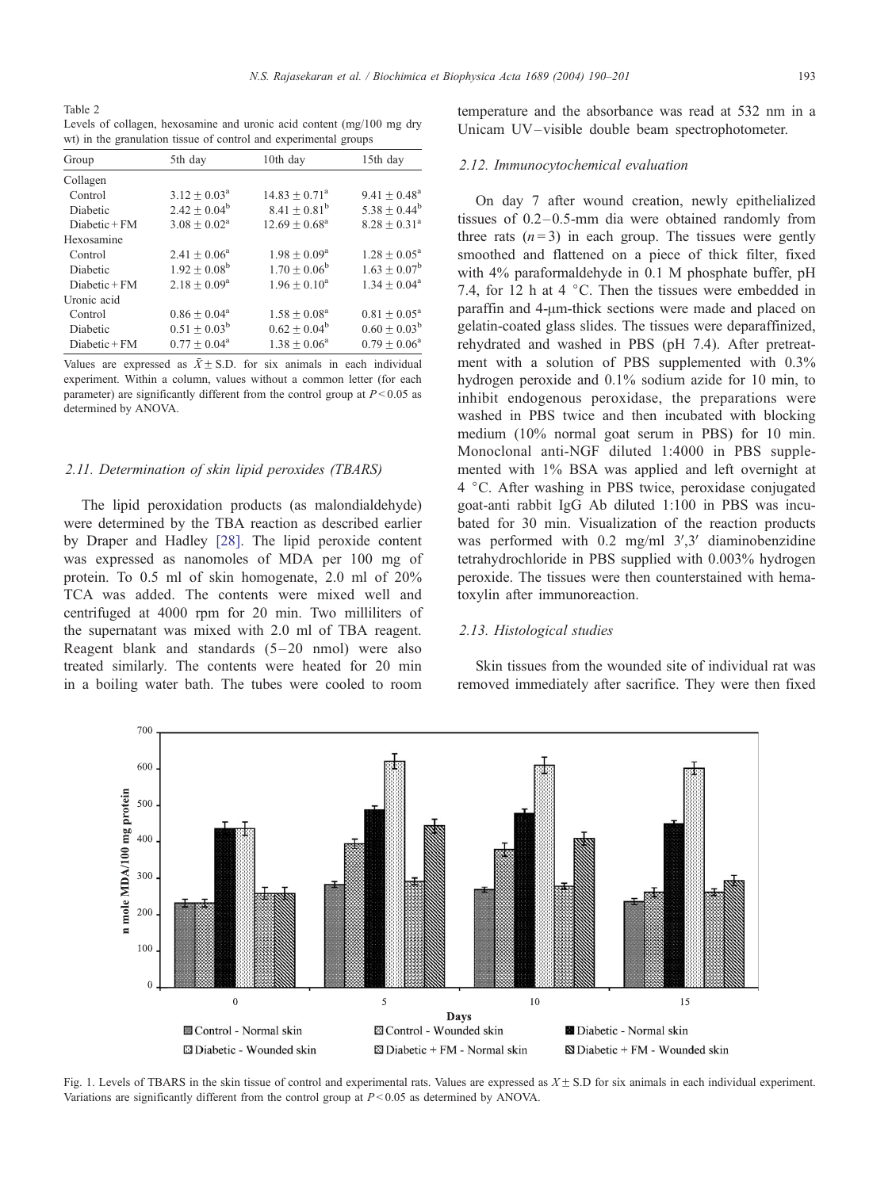Table 2
Levels of collagen, hexosamine and uronic acid content (mg/100 mg dry wt) in the granulation tissue of control and experimental groups

| Group | 5th day | 10th day | 15th day |
|---|---|---|---|
| Collagen | | | |
| Control | $3.12 \pm 0.03^{a}$ | $14.83 \pm 0.71^{a}$ | $9.41 \pm 0.48^{a}$ |
| Diabetic | $2.42 \pm 0.04^{b}$ | $8.41 \pm 0.81^{b}$ | $5.38 \pm 0.44^{b}$ |
| Diabetic + FM | $3.08 \pm 0.02^{a}$ | $12.69 \pm 0.68^{a}$ | $8.28 \pm 0.31^{a}$ |
| Hexosamine | | | |
| Control | $2.41 \pm 0.06^{a}$ | $1.98 \pm 0.09^{a}$ | $1.28 \pm 0.05^{a}$ |
| Diabetic | $1.92 \pm 0.08^{b}$ | $1.70 \pm 0.06^{b}$ | $1.63 \pm 0.07^{b}$ |
| Diabetic + FM | $2.18 \pm 0.09^{a}$ | $1.96 \pm 0.10^{a}$ | $1.34 \pm 0.04^{a}$ |
| Uronic acid | | | |
| Control | $0.86 \pm 0.04^{a}$ | $1.58 \pm 0.08^{a}$ | $0.81 \pm 0.05^{a}$ |
| Diabetic | $0.51 \pm 0.03^{b}$ | $0.62 \pm 0.04^{b}$ | $0.60 \pm 0.03^{b}$ |
| Diabetic + FM | $0.77 \pm 0.04^{a}$ | $1.38 \pm 0.06^{a}$ | $0.79 \pm 0.06^{a}$ |

Values are expressed as $\bar{X} \pm$ S.D. for six animals in each individual experiment. Within a column, values without a common letter (for each parameter) are significantly different from the control group at $P < 0.05$ as determined by ANOVA.

### 2.11. Determination of skin lipid peroxides (TBARS)

The lipid peroxidation products (as malondialdehyde) were determined by the TBA reaction as described earlier by Draper and Hadley [28]. The lipid peroxide content was expressed as nanomoles of MDA per 100 mg of protein. To 0.5 ml of skin homogenate, 2.0 ml of 20% TCA was added. The contents were mixed well and centrifuged at 4000 rpm for 20 min. Two milliliters of the supernatant was mixed with 2.0 ml of TBA reagent. Reagent blank and standards (5–20 nmol) were also treated similarly. The contents were heated for 20 min in a boiling water bath. The tubes were cooled to room temperature and the absorbance was read at 532 nm in a Unicam UV–visible double beam spectrophotometer.

### 2.12. Immunocytochemical evaluation

On day 7 after wound creation, newly epithelialized tissues of 0.2–0.5-mm dia were obtained randomly from three rats ($n = 3$) in each group. The tissues were gently smoothed and flattened on a piece of thick filter, fixed with 4% paraformaldehyde in 0.1 M phosphate buffer, pH 7.4, for 12 h at 4 °C. Then the tissues were embedded in paraffin and 4-μm-thick sections were made and placed on gelatin-coated glass slides. The tissues were deparaffinized, rehydrated and washed in PBS (pH 7.4). After pretreatment with a solution of PBS supplemented with 0.3% hydrogen peroxide and 0.1% sodium azide for 10 min, to inhibit endogenous peroxidase, the preparations were washed in PBS twice and then incubated with blocking medium (10% normal goat serum in PBS) for 10 min. Monoclonal anti-NGF diluted 1:4000 in PBS supplemented with 1% BSA was applied and left overnight at 4 °C. After washing in PBS twice, peroxidase conjugated goat-anti rabbit IgG Ab diluted 1:100 in PBS was incubated for 30 min. Visualization of the reaction products was performed with 0.2 mg/ml 3′,3′ diaminobenzidine tetrahydrochloride in PBS supplied with 0.003% hydrogen peroxide. The tissues were then counterstained with hematoxylin after immunoreaction.

### 2.13. Histological studies

Skin tissues from the wounded site of individual rat was removed immediately after sacrifice. They were then fixed

Fig. 1. Levels of TBARS in the skin tissue of control and experimental rats. Values are expressed as $X \pm$ S.D for six animals in each individual experiment. Variations are significantly different from the control group at $P < 0.05$ as determined by ANOVA.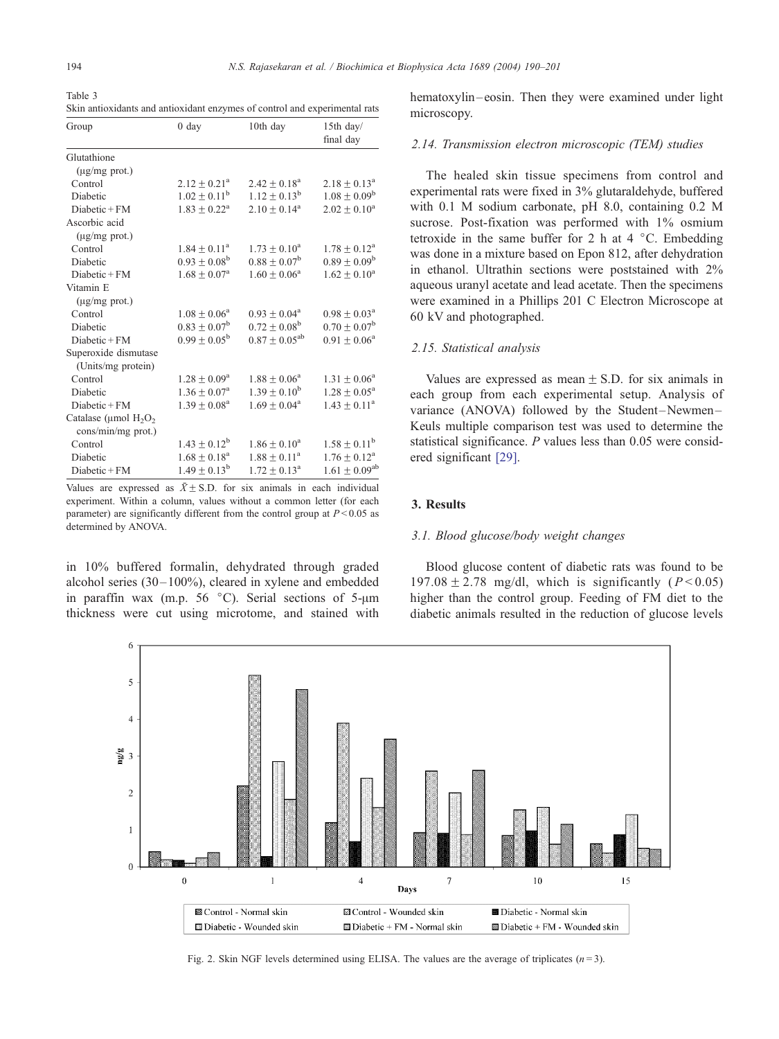Table 3
Skin antioxidants and antioxidant enzymes of control and experimental rats

| Group | 0 day | 10th day | 15th day/ final day |
|---|---|---|---|
| Glutathione (μg/mg prot.) | | | |
| Control | $2.12 \pm 0.21^{a}$ | $2.42 \pm 0.18^{a}$ | $2.18 \pm 0.13^{a}$ |
| Diabetic | $1.02 \pm 0.11^{b}$ | $1.12 \pm 0.13^{b}$ | $1.08 \pm 0.09^{b}$ |
| Diabetic + FM | $1.83 \pm 0.22^{a}$ | $2.10 \pm 0.14^{a}$ | $2.02 \pm 0.10^{a}$ |
| Ascorbic acid (μg/mg prot.) | | | |
| Control | $1.84 \pm 0.11^{a}$ | $1.73 \pm 0.10^{a}$ | $1.78 \pm 0.12^{a}$ |
| Diabetic | $0.93 \pm 0.08^{b}$ | $0.88 \pm 0.07^{b}$ | $0.89 \pm 0.09^{b}$ |
| Diabetic + FM | $1.68 \pm 0.07^{a}$ | $1.60 \pm 0.06^{a}$ | $1.62 \pm 0.10^{a}$ |
| Vitamin E (μg/mg prot.) | | | |
| Control | $1.08 \pm 0.06^{a}$ | $0.93 \pm 0.04^{a}$ | $0.98 \pm 0.03^{a}$ |
| Diabetic | $0.83 \pm 0.07^{b}$ | $0.72 \pm 0.08^{b}$ | $0.70 \pm 0.07^{b}$ |
| Diabetic + FM | $0.99 \pm 0.05^{b}$ | $0.87 \pm 0.05^{ab}$ | $0.91 \pm 0.06^{a}$ |
| Superoxide dismutase (Units/mg protein) | | | |
| Control | $1.28 \pm 0.09^{a}$ | $1.88 \pm 0.06^{a}$ | $1.31 \pm 0.06^{a}$ |
| Diabetic | $1.36 \pm 0.07^{a}$ | $1.39 \pm 0.10^{b}$ | $1.28 \pm 0.05^{a}$ |
| Diabetic + FM | $1.39 \pm 0.08^{a}$ | $1.69 \pm 0.04^{a}$ | $1.43 \pm 0.11^{a}$ |
| Catalase (μmol $H_2O_2$ cons/min/mg prot.) | | | |
| Control | $1.43 \pm 0.12^{b}$ | $1.86 \pm 0.10^{a}$ | $1.58 \pm 0.11^{b}$ |
| Diabetic | $1.68 \pm 0.18^{a}$ | $1.88 \pm 0.11^{a}$ | $1.76 \pm 0.12^{a}$ |
| Diabetic + FM | $1.49 \pm 0.13^{b}$ | $1.72 \pm 0.13^{a}$ | $1.61 \pm 0.09^{ab}$ |

Values are expressed as $\bar{X} \pm$ S.D. for six animals in each individual experiment. Within a column, values without a common letter (for each parameter) are significantly different from the control group at $P < 0.05$ as determined by ANOVA.

in 10% buffered formalin, dehydrated through graded alcohol series (30–100%), cleared in xylene and embedded in paraffin wax (m.p. 56 °C). Serial sections of 5-μm thickness were cut using microtome, and stained with hematoxylin–eosin. Then they were examined under light microscopy.

### *2.14. Transmission electron microscopic (TEM) studies*

The healed skin tissue specimens from control and experimental rats were fixed in 3% glutaraldehyde, buffered with 0.1 M sodium carbonate, pH 8.0, containing 0.2 M sucrose. Post-fixation was performed with 1% osmium tetroxide in the same buffer for 2 h at 4 °C. Embedding was done in a mixture based on Epon 812, after dehydration in ethanol. Ultrathin sections were poststained with 2% aqueous uranyl acetate and lead acetate. Then the specimens were examined in a Phillips 201 C Electron Microscope at 60 kV and photographed.

### *2.15. Statistical analysis*

Values are expressed as mean ± S.D. for six animals in each group from each experimental setup. Analysis of variance (ANOVA) followed by the Student–Newmen–Keuls multiple comparison test was used to determine the statistical significance. *P* values less than 0.05 were considered significant [29].

## 3. Results

### *3.1. Blood glucose/body weight changes*

Blood glucose content of diabetic rats was found to be 197.08 ± 2.78 mg/dl, which is significantly ($P < 0.05$) higher than the control group. Feeding of FM diet to the diabetic animals resulted in the reduction of glucose levels

Fig. 2. Skin NGF levels determined using ELISA. The values are the average of triplicates ($n = 3$).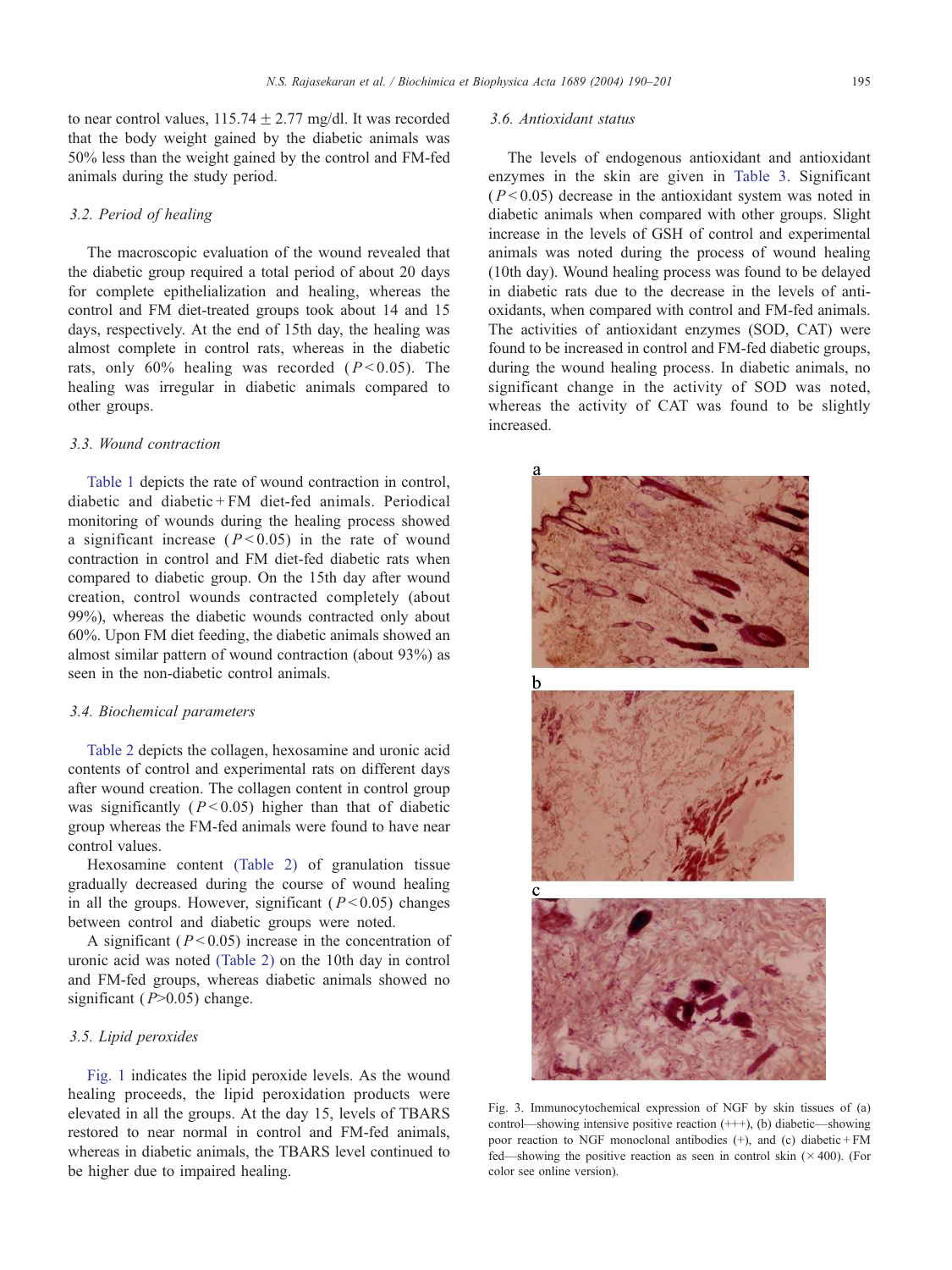to near control values, 115.74 ± 2.77 mg/dl. It was recorded that the body weight gained by the diabetic animals was 50% less than the weight gained by the control and FM-fed animals during the study period.

### 3.2. Period of healing

The macroscopic evaluation of the wound revealed that the diabetic group required a total period of about 20 days for complete epithelialization and healing, whereas the control and FM diet-treated groups took about 14 and 15 days, respectively. At the end of 15th day, the healing was almost complete in control rats, whereas in the diabetic rats, only 60% healing was recorded ($P < 0.05$). The healing was irregular in diabetic animals compared to other groups.

### 3.3. Wound contraction

Table 1 depicts the rate of wound contraction in control, diabetic and diabetic + FM diet-fed animals. Periodical monitoring of wounds during the healing process showed a significant increase ($P < 0.05$) in the rate of wound contraction in control and FM diet-fed diabetic rats when compared to diabetic group. On the 15th day after wound creation, control wounds contracted completely (about 99%), whereas the diabetic wounds contracted only about 60%. Upon FM diet feeding, the diabetic animals showed an almost similar pattern of wound contraction (about 93%) as seen in the non-diabetic control animals.

### 3.4. Biochemical parameters

Table 2 depicts the collagen, hexosamine and uronic acid contents of control and experimental rats on different days after wound creation. The collagen content in control group was significantly ($P < 0.05$) higher than that of diabetic group whereas the FM-fed animals were found to have near control values.

Hexosamine content (Table 2) of granulation tissue gradually decreased during the course of wound healing in all the groups. However, significant ($P < 0.05$) changes between control and diabetic groups were noted.

A significant ($P < 0.05$) increase in the concentration of uronic acid was noted (Table 2) on the 10th day in control and FM-fed groups, whereas diabetic animals showed no significant ($P > 0.05$) change.

### 3.5. Lipid peroxides

Fig. 1 indicates the lipid peroxide levels. As the wound healing proceeds, the lipid peroxidation products were elevated in all the groups. At the day 15, levels of TBARS restored to near normal in control and FM-fed animals, whereas in diabetic animals, the TBARS level continued to be higher due to impaired healing.

### 3.6. Antioxidant status

The levels of endogenous antioxidant and antioxidant enzymes in the skin are given in Table 3. Significant ($P < 0.05$) decrease in the antioxidant system was noted in diabetic animals when compared with other groups. Slight increase in the levels of GSH of control and experimental animals was noted during the process of wound healing (10th day). Wound healing process was found to be delayed in diabetic rats due to the decrease in the levels of antioxidants, when compared with control and FM-fed animals. The activities of antioxidant enzymes (SOD, CAT) were found to be increased in control and FM-fed diabetic groups, during the wound healing process. In diabetic animals, no significant change in the activity of SOD was noted, whereas the activity of CAT was found to be slightly increased.

Fig. 3. Immunocytochemical expression of NGF by skin tissues of (a) control—showing intensive positive reaction (+++), (b) diabetic—showing poor reaction to NGF monoclonal antibodies (+), and (c) diabetic + FM fed—showing the positive reaction as seen in control skin (× 400). (For color see online version).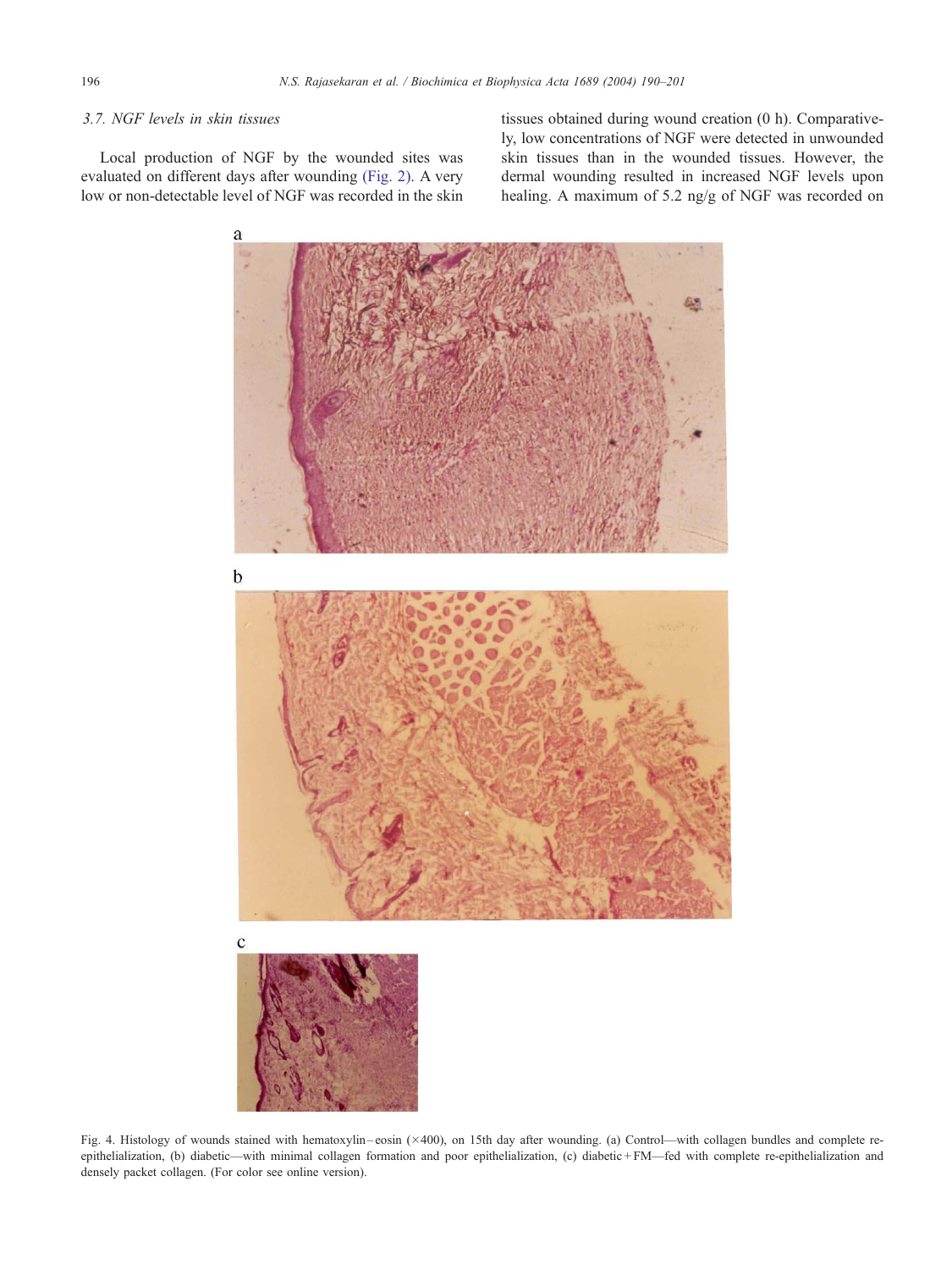### 3.7. NGF levels in skin tissues

Local production of NGF by the wounded sites was evaluated on different days after wounding (Fig. 2). A very low or non-detectable level of NGF was recorded in the skin tissues obtained during wound creation (0 h). Comparatively, low concentrations of NGF were detected in unwounded skin tissues than in the wounded tissues. However, the dermal wounding resulted in increased NGF levels upon healing. A maximum of 5.2 ng/g of NGF was recorded on

Fig. 4. Histology of wounds stained with hematoxylin–eosin (×400), on 15th day after wounding. (a) Control—with collagen bundles and complete re-epithelialization, (b) diabetic—with minimal collagen formation and poor epithelialization, (c) diabetic + FM—fed with complete re-epithelialization and densely packet collagen. (For color see online version).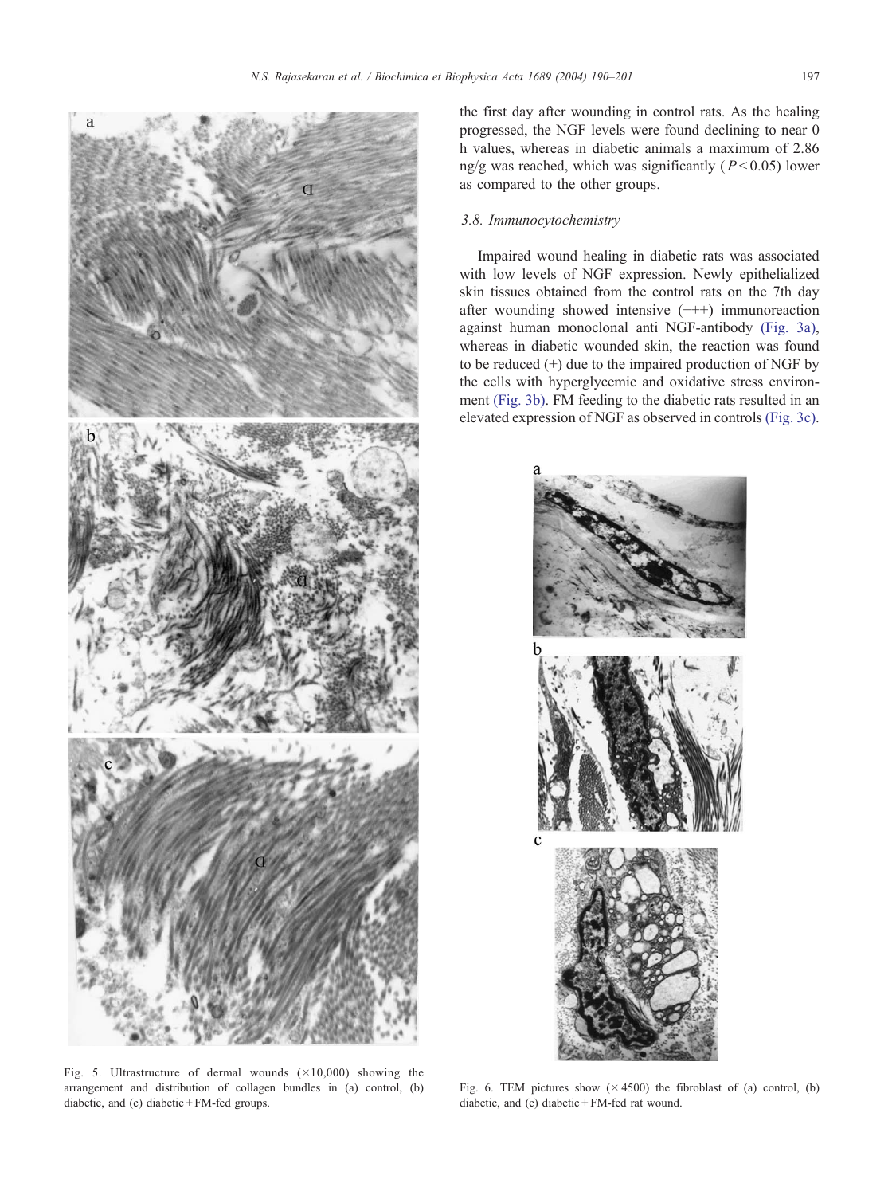the first day after wounding in control rats. As the healing progressed, the NGF levels were found declining to near 0 h values, whereas in diabetic animals a maximum of 2.86 ng/g was reached, which was significantly ($P < 0.05$) lower as compared to the other groups.

### 3.8. Immunocytochemistry

Impaired wound healing in diabetic rats was associated with low levels of NGF expression. Newly epithelialized skin tissues obtained from the control rats on the 7th day after wounding showed intensive (+++) immunoreaction against human monoclonal anti NGF-antibody (Fig. 3a), whereas in diabetic wounded skin, the reaction was found to be reduced (+) due to the impaired production of NGF by the cells with hyperglycemic and oxidative stress environment (Fig. 3b). FM feeding to the diabetic rats resulted in an elevated expression of NGF as observed in controls (Fig. 3c).

Fig. 5. Ultrastructure of dermal wounds (×10,000) showing the arrangement and distribution of collagen bundles in (a) control, (b) diabetic, and (c) diabetic + FM-fed groups.

Fig. 6. TEM pictures show (× 4500) the fibroblast of (a) control, (b) diabetic, and (c) diabetic + FM-fed rat wound.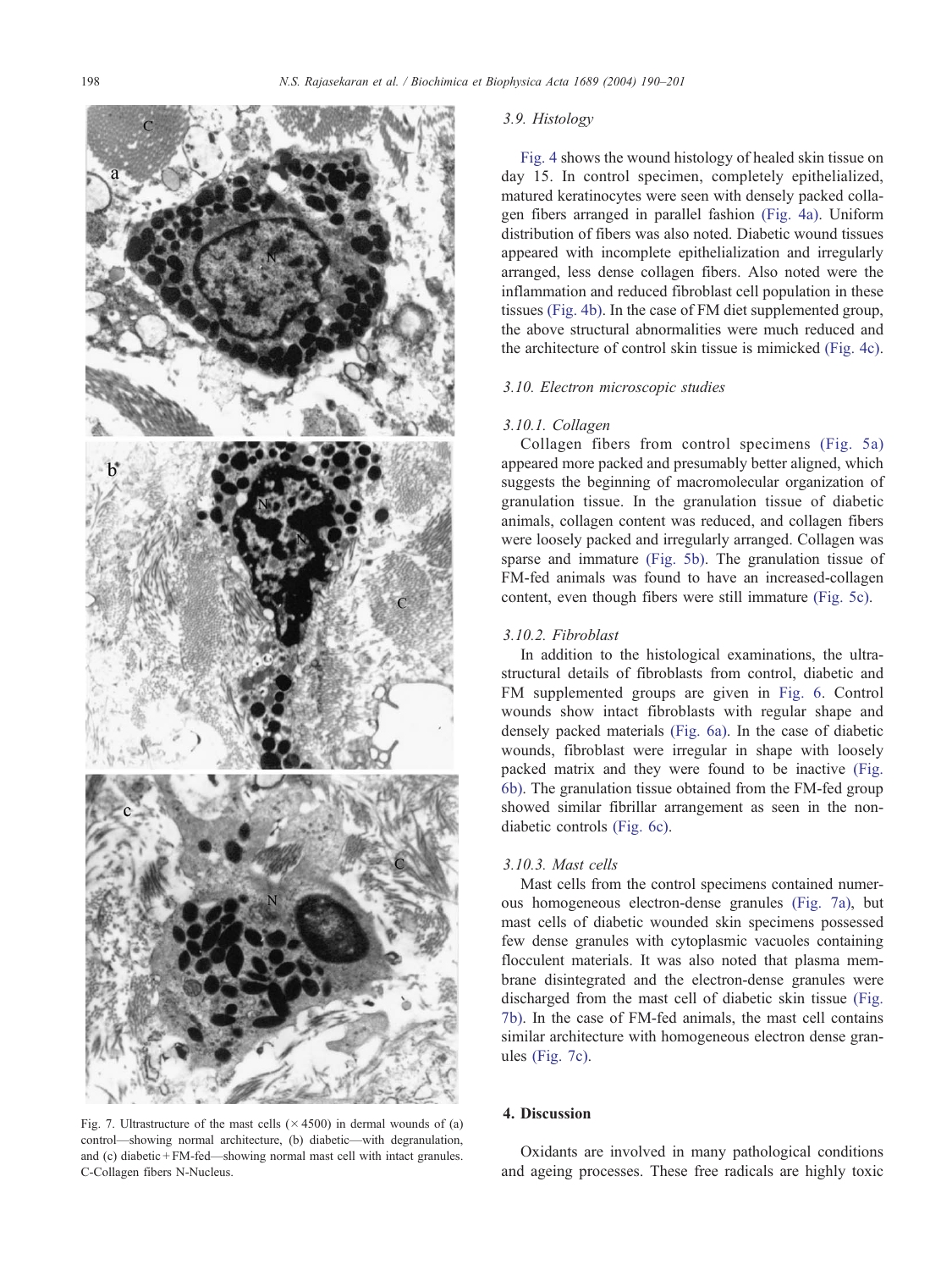Fig. 7. Ultrastructure of the mast cells (× 4500) in dermal wounds of (a) control—showing normal architecture, (b) diabetic—with degranulation, and (c) diabetic + FM-fed—showing normal mast cell with intact granules. C-Collagen fibers N-Nucleus.

### 3.9. Histology

Fig. 4 shows the wound histology of healed skin tissue on day 15. In control specimen, completely epithelialized, matured keratinocytes were seen with densely packed collagen fibers arranged in parallel fashion (Fig. 4a). Uniform distribution of fibers was also noted. Diabetic wound tissues appeared with incomplete epithelialization and irregularly arranged, less dense collagen fibers. Also noted were the inflammation and reduced fibroblast cell population in these tissues (Fig. 4b). In the case of FM diet supplemented group, the above structural abnormalities were much reduced and the architecture of control skin tissue is mimicked (Fig. 4c).

### 3.10. Electron microscopic studies

#### 3.10.1. Collagen

Collagen fibers from control specimens (Fig. 5a) appeared more packed and presumably better aligned, which suggests the beginning of macromolecular organization of granulation tissue. In the granulation tissue of diabetic animals, collagen content was reduced, and collagen fibers were loosely packed and irregularly arranged. Collagen was sparse and immature (Fig. 5b). The granulation tissue of FM-fed animals was found to have an increased-collagen content, even though fibers were still immature (Fig. 5c).

#### 3.10.2. Fibroblast

In addition to the histological examinations, the ultrastructural details of fibroblasts from control, diabetic and FM supplemented groups are given in Fig. 6. Control wounds show intact fibroblasts with regular shape and densely packed materials (Fig. 6a). In the case of diabetic wounds, fibroblast were irregular in shape with loosely packed matrix and they were found to be inactive (Fig. 6b). The granulation tissue obtained from the FM-fed group showed similar fibrillar arrangement as seen in the nondiabetic controls (Fig. 6c).

#### 3.10.3. Mast cells

Mast cells from the control specimens contained numerous homogeneous electron-dense granules (Fig. 7a), but mast cells of diabetic wounded skin specimens possessed few dense granules with cytoplasmic vacuoles containing flocculent materials. It was also noted that plasma membrane disintegrated and the electron-dense granules were discharged from the mast cell of diabetic skin tissue (Fig. 7b). In the case of FM-fed animals, the mast cell contains similar architecture with homogeneous electron dense granules (Fig. 7c).

## 4. Discussion

Oxidants are involved in many pathological conditions and ageing processes. These free radicals are highly toxic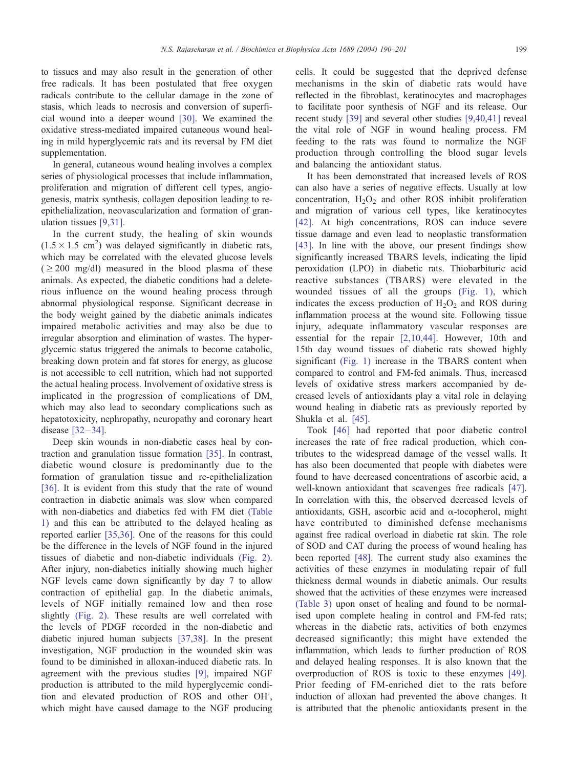to tissues and may also result in the generation of other free radicals. It has been postulated that free oxygen radicals contribute to the cellular damage in the zone of stasis, which leads to necrosis and conversion of superficial wound into a deeper wound [30]. We examined the oxidative stress-mediated impaired cutaneous wound healing in mild hyperglycemic rats and its reversal by FM diet supplementation.

In general, cutaneous wound healing involves a complex series of physiological processes that include inflammation, proliferation and migration of different cell types, angiogenesis, matrix synthesis, collagen deposition leading to re-epithelialization, neovascularization and formation of granulation tissues [9,31].

In the current study, the healing of skin wounds ($1.5 \times 1.5$ cm$^2$) was delayed significantly in diabetic rats, which may be correlated with the elevated glucose levels ($\geq 200$ mg/dl) measured in the blood plasma of these animals. As expected, the diabetic conditions had a deleterious influence on the wound healing process through abnormal physiological response. Significant decrease in the body weight gained by the diabetic animals indicates impaired metabolic activities and may also be due to irregular absorption and elimination of wastes. The hyperglycemic status triggered the animals to become catabolic, breaking down protein and fat stores for energy, as glucose is not accessible to cell nutrition, which had not supported the actual healing process. Involvement of oxidative stress is implicated in the progression of complications of DM, which may also lead to secondary complications such as hepatotoxicity, nephropathy, neuropathy and coronary heart disease [32–34].

Deep skin wounds in non-diabetic cases heal by contraction and granulation tissue formation [35]. In contrast, diabetic wound closure is predominantly due to the formation of granulation tissue and re-epithelialization [36]. It is evident from this study that the rate of wound contraction in diabetic animals was slow when compared with non-diabetics and diabetics fed with FM diet (Table 1) and this can be attributed to the delayed healing as reported earlier [35,36]. One of the reasons for this could be the difference in the levels of NGF found in the injured tissues of diabetic and non-diabetic individuals (Fig. 2). After injury, non-diabetics initially showing much higher NGF levels came down significantly by day 7 to allow contraction of epithelial gap. In the diabetic animals, levels of NGF initially remained low and then rose slightly (Fig. 2). These results are well correlated with the levels of PDGF recorded in the non-diabetic and diabetic injured human subjects [37,38]. In the present investigation, NGF production in the wounded skin was found to be diminished in alloxan-induced diabetic rats. In agreement with the previous studies [9], impaired NGF production is attributed to the mild hyperglycemic condition and elevated production of ROS and other OH$^{\cdot}$, which might have caused damage to the NGF producing cells. It could be suggested that the deprived defense mechanisms in the skin of diabetic rats would have reflected in the fibroblast, keratinocytes and macrophages to facilitate poor synthesis of NGF and its release. Our recent study [39] and several other studies [9,40,41] reveal the vital role of NGF in wound healing process. FM feeding to the rats was found to normalize the NGF production through controlling the blood sugar levels and balancing the antioxidant status.

It has been demonstrated that increased levels of ROS can also have a series of negative effects. Usually at low concentration, $H_2O_2$ and other ROS inhibit proliferation and migration of various cell types, like keratinocytes [42]. At high concentrations, ROS can induce severe tissue damage and even lead to neoplastic transformation [43]. In line with the above, our present findings show significantly increased TBARS levels, indicating the lipid peroxidation (LPO) in diabetic rats. Thiobarbituric acid reactive substances (TBARS) were elevated in the wounded tissues of all the groups (Fig. 1), which indicates the excess production of $H_2O_2$ and ROS during inflammation process at the wound site. Following tissue injury, adequate inflammatory vascular responses are essential for the repair [2,10,44]. However, 10th and 15th day wound tissues of diabetic rats showed highly significant (Fig. 1) increase in the TBARS content when compared to control and FM-fed animals. Thus, increased levels of oxidative stress markers accompanied by decreased levels of antioxidants play a vital role in delaying wound healing in diabetic rats as previously reported by Shukla et al. [45].

Took [46] had reported that poor diabetic control increases the rate of free radical production, which contributes to the widespread damage of the vessel walls. It has also been documented that people with diabetes were found to have decreased concentrations of ascorbic acid, a well-known antioxidant that scavenges free radicals [47]. In correlation with this, the observed decreased levels of antioxidants, GSH, ascorbic acid and $\alpha$-tocopherol, might have contributed to diminished defense mechanisms against free radical overload in diabetic rat skin. The role of SOD and CAT during the process of wound healing has been reported [48]. The current study also examines the activities of these enzymes in modulating repair of full thickness dermal wounds in diabetic animals. Our results showed that the activities of these enzymes were increased (Table 3) upon onset of healing and found to be normalised upon complete healing in control and FM-fed rats; whereas in the diabetic rats, activities of both enzymes decreased significantly; this might have extended the inflammation, which leads to further production of ROS and delayed healing responses. It is also known that the overproduction of ROS is toxic to these enzymes [49]. Prior feeding of FM-enriched diet to the rats before induction of alloxan had prevented the above changes. It is attributed that the phenolic antioxidants present in the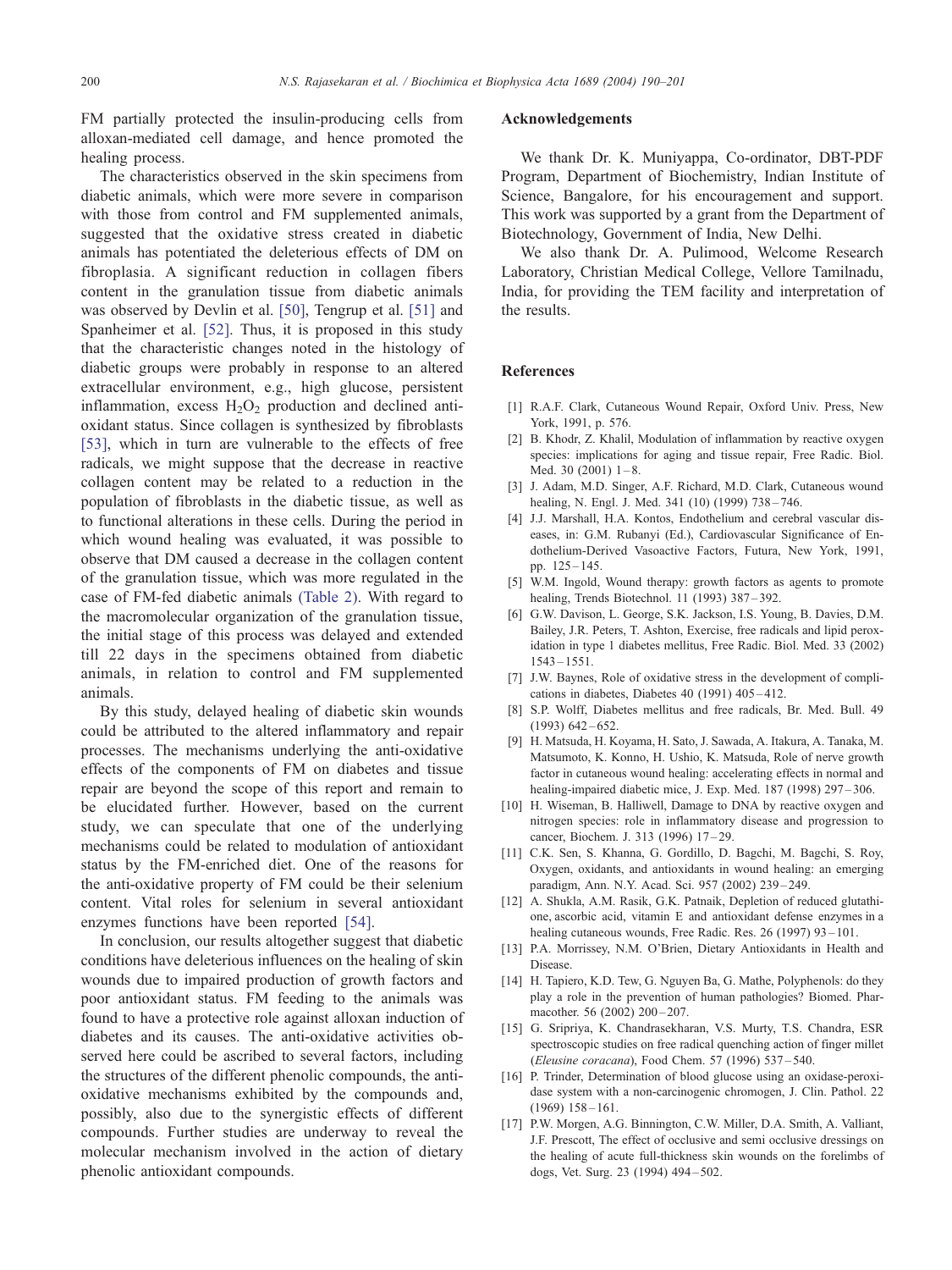FM partially protected the insulin-producing cells from alloxan-mediated cell damage, and hence promoted the healing process.

The characteristics observed in the skin specimens from diabetic animals, which were more severe in comparison with those from control and FM supplemented animals, suggested that the oxidative stress created in diabetic animals has potentiated the deleterious effects of DM on fibroplasia. A significant reduction in collagen fibers content in the granulation tissue from diabetic animals was observed by Devlin et al. [50], Tengrup et al. [51] and Spanheimer et al. [52]. Thus, it is proposed in this study that the characteristic changes noted in the histology of diabetic groups were probably in response to an altered extracellular environment, e.g., high glucose, persistent inflammation, excess $H_2O_2$ production and declined antioxidant status. Since collagen is synthesized by fibroblasts [53], which in turn are vulnerable to the effects of free radicals, we might suppose that the decrease in reactive collagen content may be related to a reduction in the population of fibroblasts in the diabetic tissue, as well as to functional alterations in these cells. During the period in which wound healing was evaluated, it was possible to observe that DM caused a decrease in the collagen content of the granulation tissue, which was more regulated in the case of FM-fed diabetic animals (Table 2). With regard to the macromolecular organization of the granulation tissue, the initial stage of this process was delayed and extended till 22 days in the specimens obtained from diabetic animals, in relation to control and FM supplemented animals.

By this study, delayed healing of diabetic skin wounds could be attributed to the altered inflammatory and repair processes. The mechanisms underlying the anti-oxidative effects of the components of FM on diabetes and tissue repair are beyond the scope of this report and remain to be elucidated further. However, based on the current study, we can speculate that one of the underlying mechanisms could be related to modulation of antioxidant status by the FM-enriched diet. One of the reasons for the anti-oxidative property of FM could be their selenium content. Vital roles for selenium in several antioxidant enzymes functions have been reported [54].

In conclusion, our results altogether suggest that diabetic conditions have deleterious influences on the healing of skin wounds due to impaired production of growth factors and poor antioxidant status. FM feeding to the animals was found to have a protective role against alloxan induction of diabetes and its causes. The anti-oxidative activities observed here could be ascribed to several factors, including the structures of the different phenolic compounds, the anti-oxidative mechanisms exhibited by the compounds and, possibly, also due to the synergistic effects of different compounds. Further studies are underway to reveal the molecular mechanism involved in the action of dietary phenolic antioxidant compounds.

## Acknowledgements

We thank Dr. K. Muniyappa, Co-ordinator, DBT-PDF Program, Department of Biochemistry, Indian Institute of Science, Bangalore, for his encouragement and support. This work was supported by a grant from the Department of Biotechnology, Government of India, New Delhi.

We also thank Dr. A. Pulimood, Welcome Research Laboratory, Christian Medical College, Vellore Tamilnadu, India, for providing the TEM facility and interpretation of the results.

## References

[1] R.A.F. Clark, Cutaneous Wound Repair, Oxford Univ. Press, New York, 1991, p. 576.

[2] B. Khodr, Z. Khalil, Modulation of inflammation by reactive oxygen species: implications for aging and tissue repair, Free Radic. Biol. Med. 30 (2001) 1–8.

[3] J. Adam, M.D. Singer, A.F. Richard, M.D. Clark, Cutaneous wound healing, N. Engl. J. Med. 341 (10) (1999) 738–746.

[4] J.J. Marshall, H.A. Kontos, Endothelium and cerebral vascular diseases, in: G.M. Rubanyi (Ed.), Cardiovascular Significance of Endothelium-Derived Vasoactive Factors, Futura, New York, 1991, pp. 125–145.

[5] W.M. Ingold, Wound therapy: growth factors as agents to promote healing, Trends Biotechnol. 11 (1993) 387–392.

[6] G.W. Davison, L. George, S.K. Jackson, I.S. Young, B. Davies, D.M. Bailey, J.R. Peters, T. Ashton, Exercise, free radicals and lipid peroxidation in type 1 diabetes mellitus, Free Radic. Biol. Med. 33 (2002) 1543–1551.

[7] J.W. Baynes, Role of oxidative stress in the development of complications in diabetes, Diabetes 40 (1991) 405–412.

[8] S.P. Wolff, Diabetes mellitus and free radicals, Br. Med. Bull. 49 (1993) 642–652.

[9] H. Matsuda, H. Koyama, H. Sato, J. Sawada, A. Itakura, A. Tanaka, M. Matsumoto, K. Konno, H. Ushio, K. Matsuda, Role of nerve growth factor in cutaneous wound healing: accelerating effects in normal and healing-impaired diabetic mice, J. Exp. Med. 187 (1998) 297–306.

[10] H. Wiseman, B. Halliwell, Damage to DNA by reactive oxygen and nitrogen species: role in inflammatory disease and progression to cancer, Biochem. J. 313 (1996) 17–29.

[11] C.K. Sen, S. Khanna, G. Gordillo, D. Bagchi, M. Bagchi, S. Roy, Oxygen, oxidants, and antioxidants in wound healing: an emerging paradigm, Ann. N.Y. Acad. Sci. 957 (2002) 239–249.

[12] A. Shukla, A.M. Rasik, G.K. Patnaik, Depletion of reduced glutathione, ascorbic acid, vitamin E and antioxidant defense enzymes in a healing cutaneous wounds, Free Radic. Res. 26 (1997) 93–101.

[13] P.A. Morrissey, N.M. O'Brien, Dietary Antioxidants in Health and Disease.

[14] H. Tapiero, K.D. Tew, G. Nguyen Ba, G. Mathe, Polyphenols: do they play a role in the prevention of human pathologies? Biomed. Pharmacother. 56 (2002) 200–207.

[15] G. Sripriya, K. Chandrasekharan, V.S. Murty, T.S. Chandra, ESR spectroscopic studies on free radical quenching action of finger millet (*Eleusine coracana*), Food Chem. 57 (1996) 537–540.

[16] P. Trinder, Determination of blood glucose using an oxidase-peroxidase system with a non-carcinogenic chromogen, J. Clin. Pathol. 22 (1969) 158–161.

[17] P.W. Morgen, A.G. Binnington, C.W. Miller, D.A. Smith, A. Valliant, J.F. Prescott, The effect of occlusive and semi occlusive dressings on the healing of acute full-thickness skin wounds on the forelimbs of dogs, Vet. Surg. 23 (1994) 494–502.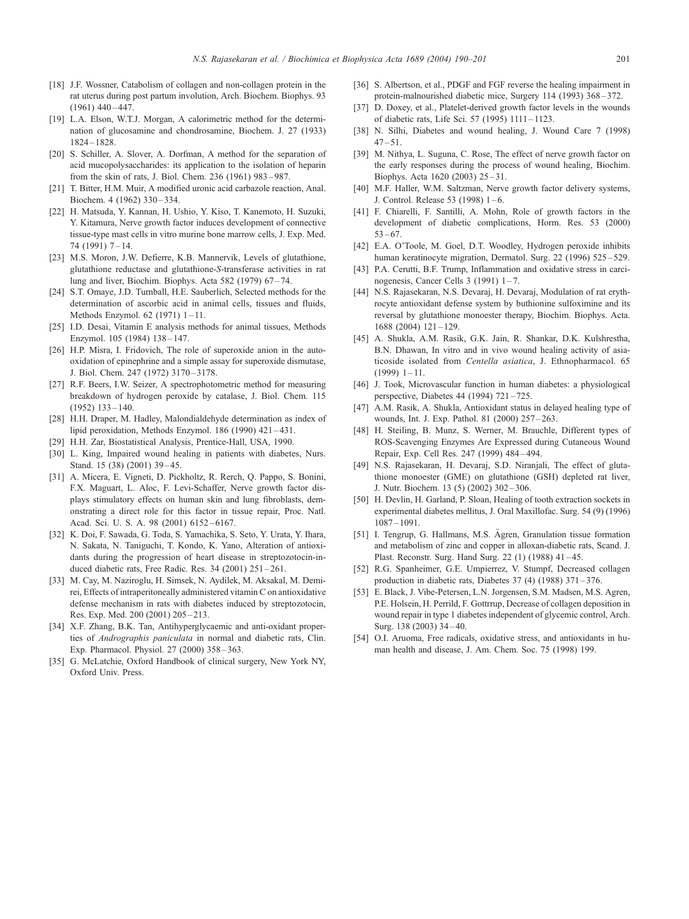[18] J.F. Wossner, Catabolism of collagen and non-collagen protein in the rat uterus during post partum involution, Arch. Biochem. Biophys. 93 (1961) 440–447.

[19] L.A. Elson, W.T.J. Morgan, A calorimetric method for the determination of glucosamine and chondrosamine, Biochem. J. 27 (1933) 1824–1828.

[20] S. Schiller, A. Slover, A. Dorfman, A method for the separation of acid mucopolysaccharides: its application to the isolation of heparin from the skin of rats, J. Biol. Chem. 236 (1961) 983–987.

[21] T. Bitter, H.M. Muir, A modified uronic acid carbazole reaction, Anal. Biochem. 4 (1962) 330–334.

[22] H. Matsuda, Y. Kannan, H. Ushio, Y. Kiso, T. Kanemoto, H. Suzuki, Y. Kitamura, Nerve growth factor induces development of connective tissue-type mast cells in vitro murine bone marrow cells, J. Exp. Med. 74 (1991) 7–14.

[23] M.S. Moron, J.W. Defierre, K.B. Mannervik, Levels of glutathione, glutathione reductase and glutathione-*S*-transferase activities in rat lung and liver, Biochim. Biophys. Acta 582 (1979) 67–74.

[24] S.T. Omaye, J.D. Turnball, H.E. Sauberlich, Selected methods for the determination of ascorbic acid in animal cells, tissues and fluids, Methods Enzymol. 62 (1971) 1–11.

[25] I.D. Desai, Vitamin E analysis methods for animal tissues, Methods Enzymol. 105 (1984) 138–147.

[26] H.P. Misra, I. Fridovich, The role of superoxide anion in the autooxidation of epinephrine and a simple assay for superoxide dismutase, J. Biol. Chem. 247 (1972) 3170–3178.

[27] R.F. Beers, I.W. Seizer, A spectrophotometric method for measuring breakdown of hydrogen peroxide by catalase, J. Biol. Chem. 115 (1952) 133–140.

[28] H.H. Draper, M. Hadley, Malondialdehyde determination as index of lipid peroxidation, Methods Enzymol. 186 (1990) 421–431.

[29] H.H. Zar, Biostatistical Analysis, Prentice-Hall, USA, 1990.

[30] L. King, Impaired wound healing in patients with diabetes, Nurs. Stand. 15 (38) (2001) 39–45.

[31] A. Micera, E. Vigneti, D. Pickholtz, R. Rerch, Q. Pappo, S. Bonini, F.X. Maguart, L. Aloc, F. Levi-Schaffer, Nerve growth factor displays stimulatory effects on human skin and lung fibroblasts, demonstrating a direct role for this factor in tissue repair, Proc. Natl. Acad. Sci. U. S. A. 98 (2001) 6152–6167.

[32] K. Doi, F. Sawada, G. Toda, S. Yamachika, S. Seto, Y. Urata, Y. Ihara, N. Sakata, N. Taniguchi, T. Kondo, K. Yano, Alteration of antioxidants during the progression of heart disease in streptozotocin-induced diabetic rats, Free Radic. Res. 34 (2001) 251–261.

[33] M. Cay, M. Naziroglu, H. Simsek, N. Aydilek, M. Aksakal, M. Demirei, Effects of intraperitoneally administered vitamin C on antioxidative defense mechanism in rats with diabetes induced by streptozotocin, Res. Exp. Med. 200 (2001) 205–213.

[34] X.F. Zhang, B.K. Tan, Antihyperglycaemic and anti-oxidant properties of *Andrographis paniculata* in normal and diabetic rats, Clin. Exp. Pharmacol. Physiol. 27 (2000) 358–363.

[35] G. McLatchie, Oxford Handbook of clinical surgery, New York NY, Oxford Univ. Press.

[36] S. Albertson, et al., PDGF and FGF reverse the healing impairment in protein-malnourished diabetic mice, Surgery 114 (1993) 368–372.

[37] D. Doxey, et al., Platelet-derived growth factor levels in the wounds of diabetic rats, Life Sci. 57 (1995) 1111–1123.

[38] N. Silhi, Diabetes and wound healing, J. Wound Care 7 (1998) 47–51.

[39] M. Nithya, L. Suguna, C. Rose, The effect of nerve growth factor on the early responses during the process of wound healing, Biochim. Biophys. Acta 1620 (2003) 25–31.

[40] M.F. Haller, W.M. Saltzman, Nerve growth factor delivery systems, J. Control. Release 53 (1998) 1–6.

[41] F. Chiarelli, F. Santilli, A. Mohn, Role of growth factors in the development of diabetic complications, Horm. Res. 53 (2000) 53–67.

[42] E.A. O'Toole, M. Goel, D.T. Woodley, Hydrogen peroxide inhibits human keratinocyte migration, Dermatol. Surg. 22 (1996) 525–529.

[43] P.A. Cerutti, B.F. Trump, Inflammation and oxidative stress in carcinogenesis, Cancer Cells 3 (1991) 1–7.

[44] N.S. Rajasekaran, N.S. Devaraj, H. Devaraj, Modulation of rat erythrocyte antioxidant defense system by buthionine sulfoximine and its reversal by glutathione monoester therapy, Biochim. Biophys. Acta. 1688 (2004) 121–129.

[45] A. Shukla, A.M. Rasik, G.K. Jain, R. Shankar, D.K. Kulshrestha, B.N. Dhawan, In vitro and in vivo wound healing activity of asiaticoside isolated from *Centella asiatica*, J. Ethnopharmacol. 65 (1999) 1–11.

[46] J. Took, Microvascular function in human diabetes: a physiological perspective, Diabetes 44 (1994) 721–725.

[47] A.M. Rasik, A. Shukla, Antioxidant status in delayed healing type of wounds, Int. J. Exp. Pathol. 81 (2000) 257–263.

[48] H. Steiling, B. Munz, S. Werner, M. Brauchle, Different types of ROS-Scavenging Enzymes Are Expressed during Cutaneous Wound Repair, Exp. Cell Res. 247 (1999) 484–494.

[49] N.S. Rajasekaran, H. Devaraj, S.D. Niranjali, The effect of glutathione monoester (GME) on glutathione (GSH) depleted rat liver, J. Nutr. Biochem. 13 (5) (2002) 302–306.

[50] H. Devlin, H. Garland, P. Sloan, Healing of tooth extraction sockets in experimental diabetes mellitus, J. Oral Maxillofac. Surg. 54 (9) (1996) 1087–1091.

[51] I. Tengrup, G. Hallmans, M.S. Ägren, Granulation tissue formation and metabolism of zinc and copper in alloxan-diabetic rats, Scand. J. Plast. Reconstr. Surg. Hand Surg. 22 (1) (1988) 41–45.

[52] R.G. Spanheimer, G.E. Umpierrez, V. Stumpf, Decreased collagen production in diabetic rats, Diabetes 37 (4) (1988) 371–376.

[53] E. Black, J. Vibe-Petersen, L.N. Jorgensen, S.M. Madsen, M.S. Agren, P.E. Holsein, H. Perrild, F. Gottrrup, Decrease of collagen deposition in wound repair in type 1 diabetes independent of glycemic control, Arch. Surg. 138 (2003) 34–40.

[54] O.I. Aruoma, Free radicals, oxidative stress, and antioxidants in human health and disease, J. Am. Chem. Soc. 75 (1998) 199.